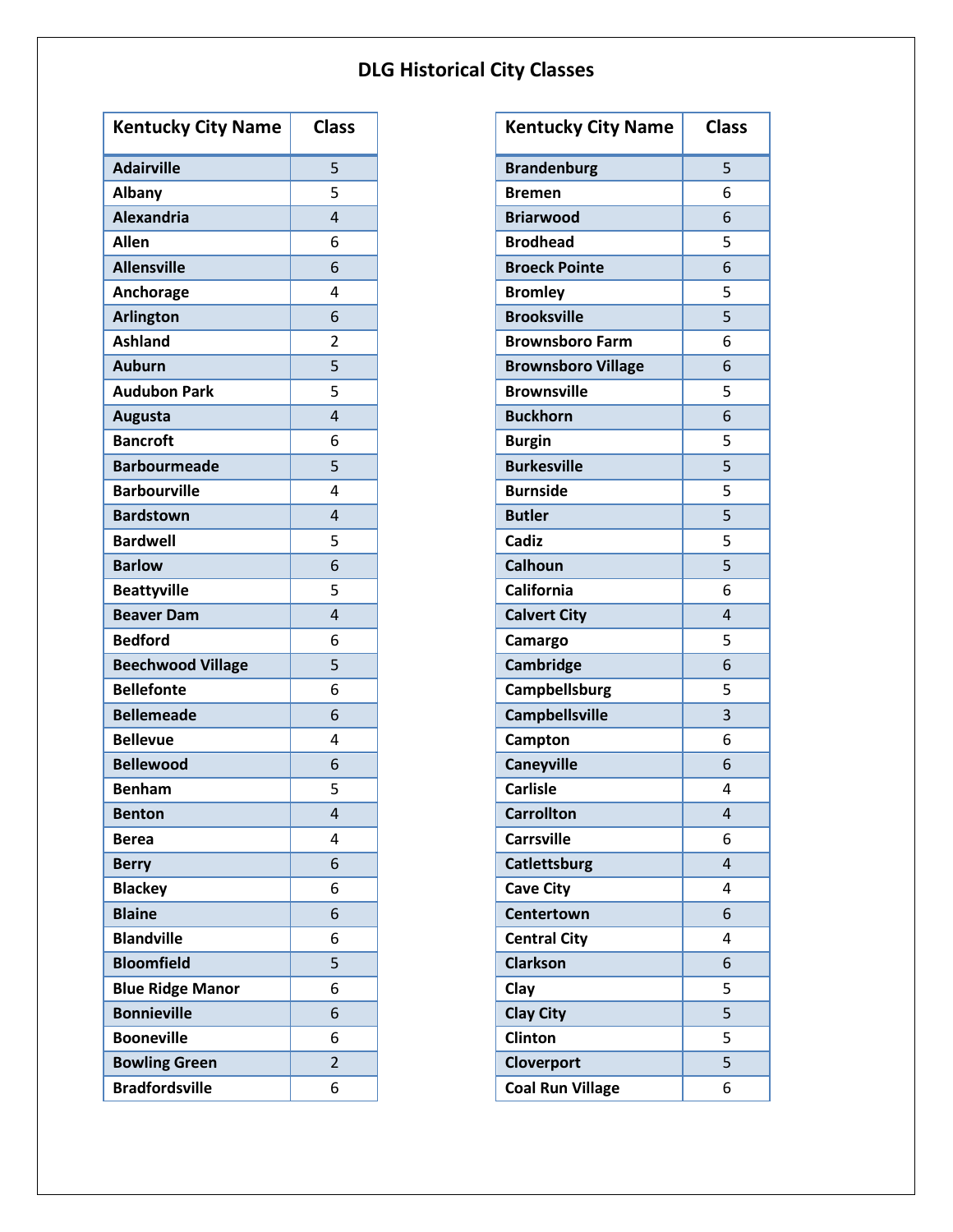# DLG Historical City Classes

| Kentucky City Name | Class |
|---|---|
| Adairville | 5 |
| Albany | 5 |
| Alexandria | 4 |
| Allen | 6 |
| Allensville | 6 |
| Anchorage | 4 |
| Arlington | 6 |
| Ashland | 2 |
| Auburn | 5 |
| Audubon Park | 5 |
| Augusta | 4 |
| Bancroft | 6 |
| Barbourmeade | 5 |
| Barbourville | 4 |
| Bardstown | 4 |
| Bardwell | 5 |
| Barlow | 6 |
| Beattyville | 5 |
| Beaver Dam | 4 |
| Bedford | 6 |
| Beechwood Village | 5 |
| Bellefonte | 6 |
| Bellemeade | 6 |
| Bellevue | 4 |
| Bellewood | 6 |
| Benham | 5 |
| Benton | 4 |
| Berea | 4 |
| Berry | 6 |
| Blackey | 6 |
| Blaine | 6 |
| Blandville | 6 |
| Bloomfield | 5 |
| Blue Ridge Manor | 6 |
| Bonnieville | 6 |
| Booneville | 6 |
| Bowling Green | 2 |
| Bradfordsville | 6 |

| Kentucky City Name | Class |
|---|---|
| Brandenburg | 5 |
| Bremen | 6 |
| Briarwood | 6 |
| Brodhead | 5 |
| Broeck Pointe | 6 |
| Bromley | 5 |
| Brooksville | 5 |
| Brownsboro Farm | 6 |
| Brownsboro Village | 6 |
| Brownsville | 5 |
| Buckhorn | 6 |
| Burgin | 5 |
| Burkesville | 5 |
| Burnside | 5 |
| Butler | 5 |
| Cadiz | 5 |
| Calhoun | 5 |
| California | 6 |
| Calvert City | 4 |
| Camargo | 5 |
| Cambridge | 6 |
| Campbellsburg | 5 |
| Campbellsville | 3 |
| Campton | 6 |
| Caneyville | 6 |
| Carlisle | 4 |
| Carrollton | 4 |
| Carrsville | 6 |
| Catlettsburg | 4 |
| Cave City | 4 |
| Centertown | 6 |
| Central City | 4 |
| Clarkson | 6 |
| Clay | 5 |
| Clay City | 5 |
| Clinton | 5 |
| Cloverport | 5 |
| Coal Run Village | 6 |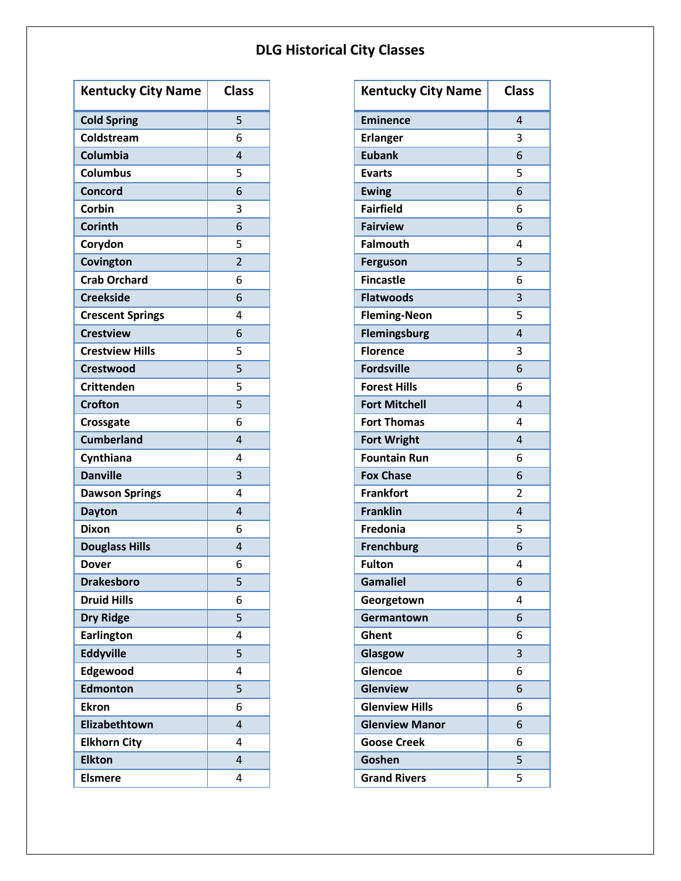# DLG Historical City Classes

| Kentucky City Name | Class |
|---|---|
| Cold Spring | 5 |
| Coldstream | 6 |
| Columbia | 4 |
| Columbus | 5 |
| Concord | 6 |
| Corbin | 3 |
| Corinth | 6 |
| Corydon | 5 |
| Covington | 2 |
| Crab Orchard | 6 |
| Creekside | 6 |
| Crescent Springs | 4 |
| Crestview | 6 |
| Crestview Hills | 5 |
| Crestwood | 5 |
| Crittenden | 5 |
| Crofton | 5 |
| Crossgate | 6 |
| Cumberland | 4 |
| Cynthiana | 4 |
| Danville | 3 |
| Dawson Springs | 4 |
| Dayton | 4 |
| Dixon | 6 |
| Douglass Hills | 4 |
| Dover | 6 |
| Drakesboro | 5 |
| Druid Hills | 6 |
| Dry Ridge | 5 |
| Earlington | 4 |
| Eddyville | 5 |
| Edgewood | 4 |
| Edmonton | 5 |
| Ekron | 6 |
| Elizabethtown | 4 |
| Elkhorn City | 4 |
| Elkton | 4 |
| Elsmere | 4 |

| Kentucky City Name | Class |
|---|---|
| Eminence | 4 |
| Erlanger | 3 |
| Eubank | 6 |
| Evarts | 5 |
| Ewing | 6 |
| Fairfield | 6 |
| Fairview | 6 |
| Falmouth | 4 |
| Ferguson | 5 |
| Fincastle | 6 |
| Flatwoods | 3 |
| Fleming-Neon | 5 |
| Flemingsburg | 4 |
| Florence | 3 |
| Fordsville | 6 |
| Forest Hills | 6 |
| Fort Mitchell | 4 |
| Fort Thomas | 4 |
| Fort Wright | 4 |
| Fountain Run | 6 |
| Fox Chase | 6 |
| Frankfort | 2 |
| Franklin | 4 |
| Fredonia | 5 |
| Frenchburg | 6 |
| Fulton | 4 |
| Gamaliel | 6 |
| Georgetown | 4 |
| Germantown | 6 |
| Ghent | 6 |
| Glasgow | 3 |
| Glencoe | 6 |
| Glenview | 6 |
| Glenview Hills | 6 |
| Glenview Manor | 6 |
| Goose Creek | 6 |
| Goshen | 5 |
| Grand Rivers | 5 |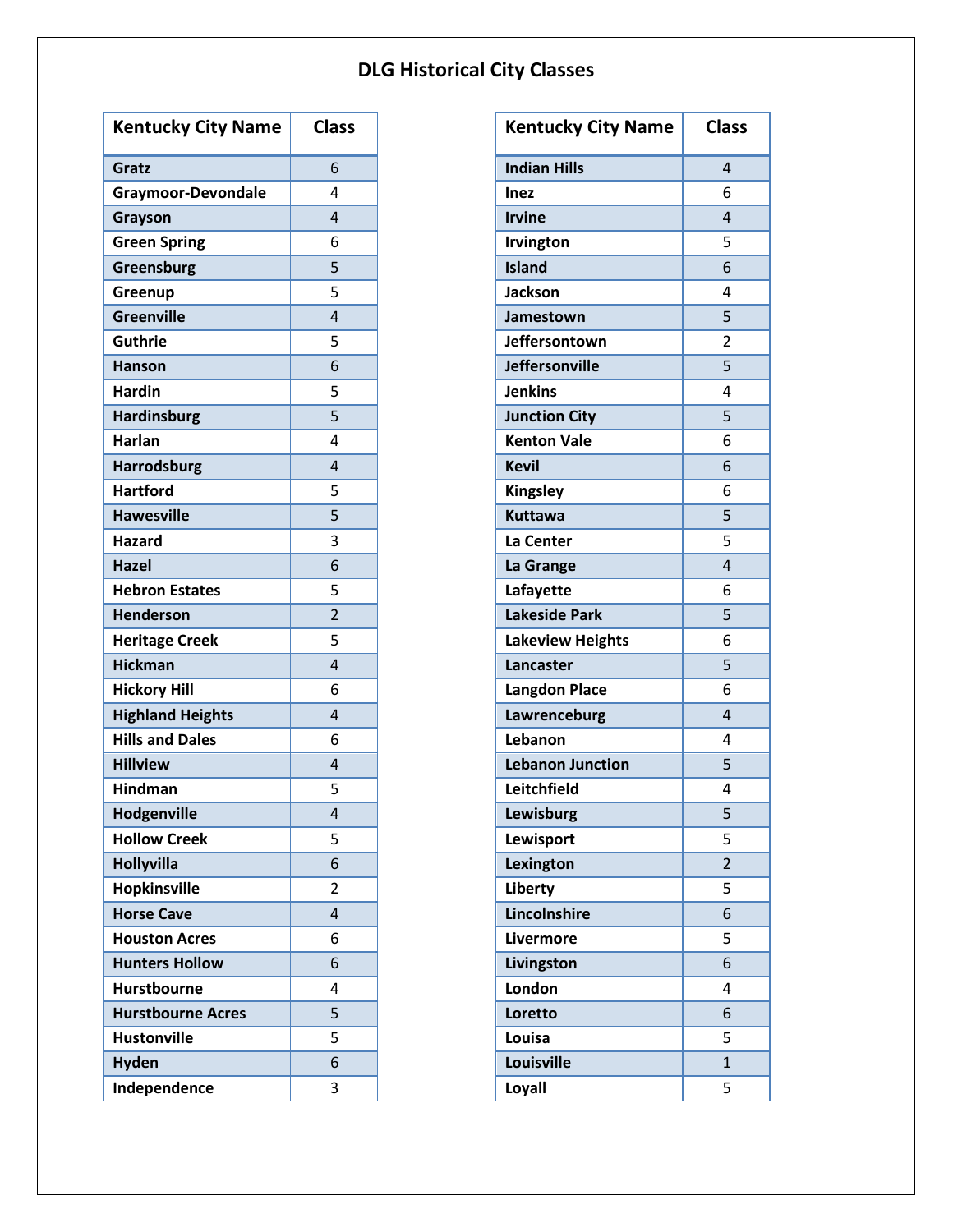# DLG Historical City Classes

| Kentucky City Name | Class |
|---|---|
| Gratz | 6 |
| Graymoor-Devondale | 4 |
| Grayson | 4 |
| Green Spring | 6 |
| Greensburg | 5 |
| Greenup | 5 |
| Greenville | 4 |
| Guthrie | 5 |
| Hanson | 6 |
| Hardin | 5 |
| Hardinsburg | 5 |
| Harlan | 4 |
| Harrodsburg | 4 |
| Hartford | 5 |
| Hawesville | 5 |
| Hazard | 3 |
| Hazel | 6 |
| Hebron Estates | 5 |
| Henderson | 2 |
| Heritage Creek | 5 |
| Hickman | 4 |
| Hickory Hill | 6 |
| Highland Heights | 4 |
| Hills and Dales | 6 |
| Hillview | 4 |
| Hindman | 5 |
| Hodgenville | 4 |
| Hollow Creek | 5 |
| Hollyvilla | 6 |
| Hopkinsville | 2 |
| Horse Cave | 4 |
| Houston Acres | 6 |
| Hunters Hollow | 6 |
| Hurstbourne | 4 |
| Hurstbourne Acres | 5 |
| Hustonville | 5 |
| Hyden | 6 |
| Independence | 3 |

| Kentucky City Name | Class |
|---|---|
| Indian Hills | 4 |
| Inez | 6 |
| Irvine | 4 |
| Irvington | 5 |
| Island | 6 |
| Jackson | 4 |
| Jamestown | 5 |
| Jeffersontown | 2 |
| Jeffersonville | 5 |
| Jenkins | 4 |
| Junction City | 5 |
| Kenton Vale | 6 |
| Kevil | 6 |
| Kingsley | 6 |
| Kuttawa | 5 |
| La Center | 5 |
| La Grange | 4 |
| Lafayette | 6 |
| Lakeside Park | 5 |
| Lakeview Heights | 6 |
| Lancaster | 5 |
| Langdon Place | 6 |
| Lawrenceburg | 4 |
| Lebanon | 4 |
| Lebanon Junction | 5 |
| Leitchfield | 4 |
| Lewisburg | 5 |
| Lewisport | 5 |
| Lexington | 2 |
| Liberty | 5 |
| Lincolnshire | 6 |
| Livermore | 5 |
| Livingston | 6 |
| London | 4 |
| Loretto | 6 |
| Louisa | 5 |
| Louisville | 1 |
| Loyall | 5 |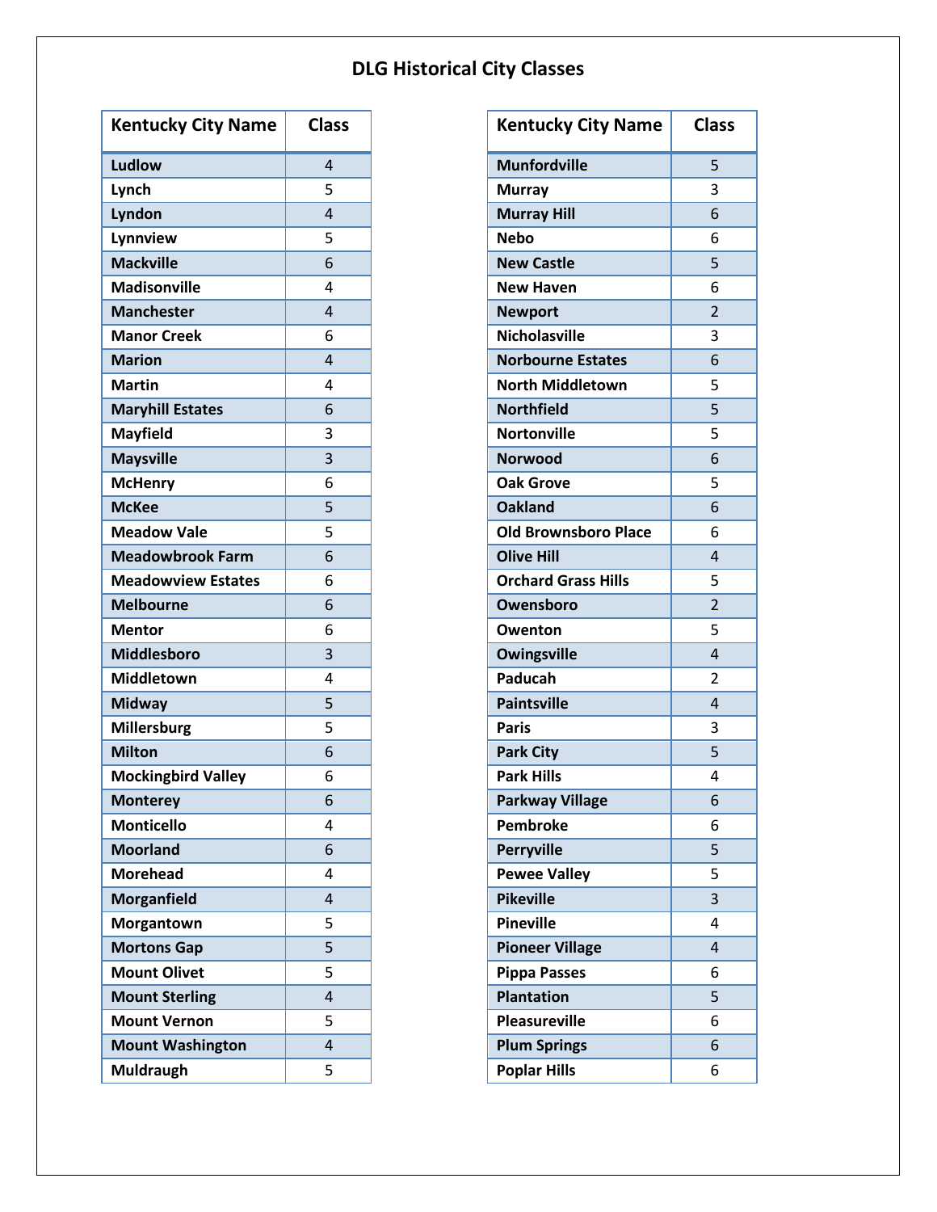# DLG Historical City Classes

| Kentucky City Name | Class |
|---|---|
| Ludlow | 4 |
| Lynch | 5 |
| Lyndon | 4 |
| Lynnview | 5 |
| Mackville | 6 |
| Madisonville | 4 |
| Manchester | 4 |
| Manor Creek | 6 |
| Marion | 4 |
| Martin | 4 |
| Maryhill Estates | 6 |
| Mayfield | 3 |
| Maysville | 3 |
| McHenry | 6 |
| McKee | 5 |
| Meadow Vale | 5 |
| Meadowbrook Farm | 6 |
| Meadowview Estates | 6 |
| Melbourne | 6 |
| Mentor | 6 |
| Middlesboro | 3 |
| Middletown | 4 |
| Midway | 5 |
| Millersburg | 5 |
| Milton | 6 |
| Mockingbird Valley | 6 |
| Monterey | 6 |
| Monticello | 4 |
| Moorland | 6 |
| Morehead | 4 |
| Morganfield | 4 |
| Morgantown | 5 |
| Mortons Gap | 5 |
| Mount Olivet | 5 |
| Mount Sterling | 4 |
| Mount Vernon | 5 |
| Mount Washington | 4 |
| Muldraugh | 5 |

| Kentucky City Name | Class |
|---|---|
| Munfordville | 5 |
| Murray | 3 |
| Murray Hill | 6 |
| Nebo | 6 |
| New Castle | 5 |
| New Haven | 6 |
| Newport | 2 |
| Nicholasville | 3 |
| Norbourne Estates | 6 |
| North Middletown | 5 |
| Northfield | 5 |
| Nortonville | 5 |
| Norwood | 6 |
| Oak Grove | 5 |
| Oakland | 6 |
| Old Brownsboro Place | 6 |
| Olive Hill | 4 |
| Orchard Grass Hills | 5 |
| Owensboro | 2 |
| Owenton | 5 |
| Owingsville | 4 |
| Paducah | 2 |
| Paintsville | 4 |
| Paris | 3 |
| Park City | 5 |
| Park Hills | 4 |
| Parkway Village | 6 |
| Pembroke | 6 |
| Perryville | 5 |
| Pewee Valley | 5 |
| Pikeville | 3 |
| Pineville | 4 |
| Pioneer Village | 4 |
| Pippa Passes | 6 |
| Plantation | 5 |
| Pleasureville | 6 |
| Plum Springs | 6 |
| Poplar Hills | 6 |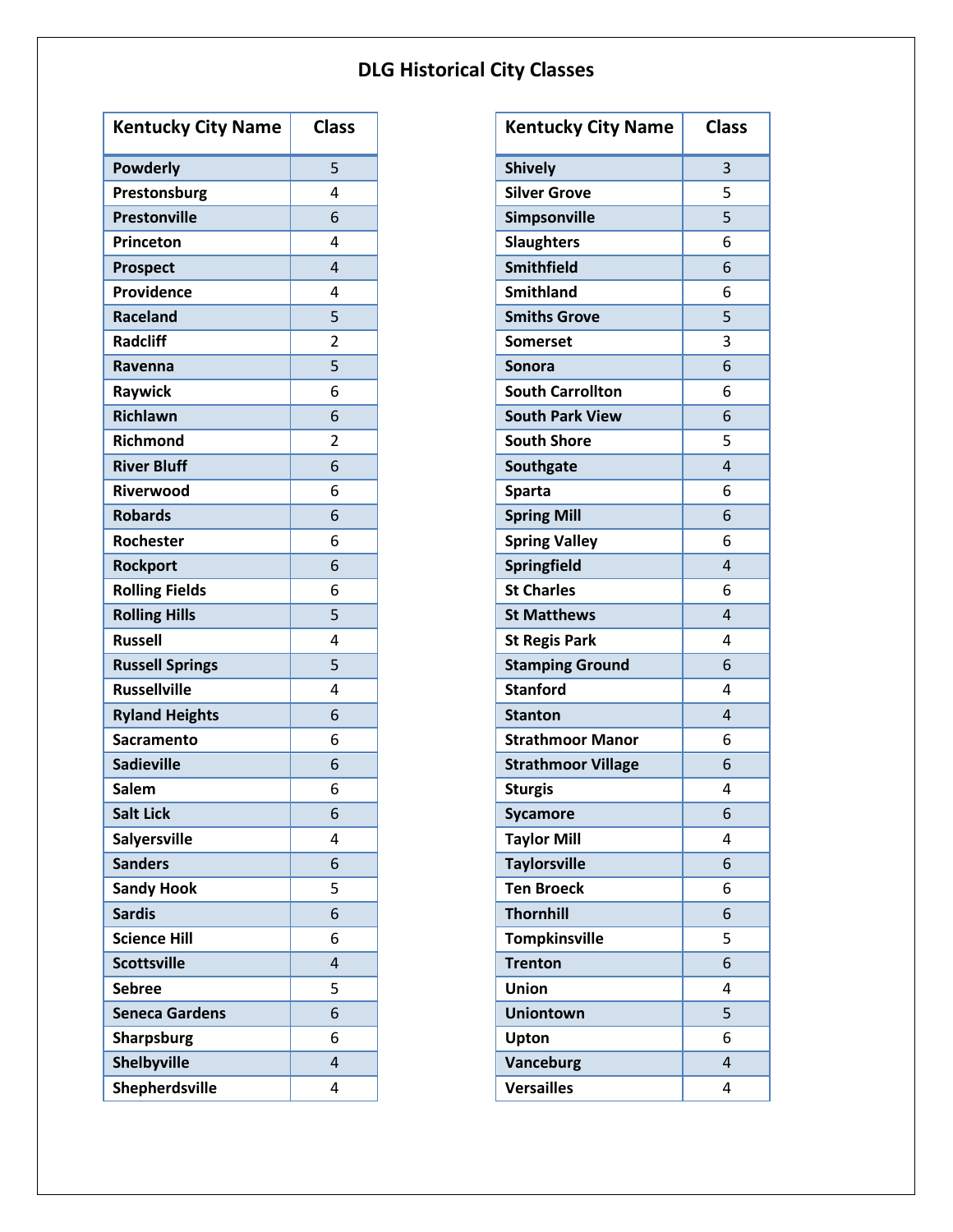# DLG Historical City Classes

| Kentucky City Name | Class |
|---|---|
| Powderly | 5 |
| Prestonsburg | 4 |
| Prestonville | 6 |
| Princeton | 4 |
| Prospect | 4 |
| Providence | 4 |
| Raceland | 5 |
| Radcliff | 2 |
| Ravenna | 5 |
| Raywick | 6 |
| Richlawn | 6 |
| Richmond | 2 |
| River Bluff | 6 |
| Riverwood | 6 |
| Robards | 6 |
| Rochester | 6 |
| Rockport | 6 |
| Rolling Fields | 6 |
| Rolling Hills | 5 |
| Russell | 4 |
| Russell Springs | 5 |
| Russellville | 4 |
| Ryland Heights | 6 |
| Sacramento | 6 |
| Sadieville | 6 |
| Salem | 6 |
| Salt Lick | 6 |
| Salyersville | 4 |
| Sanders | 6 |
| Sandy Hook | 5 |
| Sardis | 6 |
| Science Hill | 6 |
| Scottsville | 4 |
| Sebree | 5 |
| Seneca Gardens | 6 |
| Sharpsburg | 6 |
| Shelbyville | 4 |
| Shepherdsville | 4 |

| Kentucky City Name | Class |
|---|---|
| Shively | 3 |
| Silver Grove | 5 |
| Simpsonville | 5 |
| Slaughters | 6 |
| Smithfield | 6 |
| Smithland | 6 |
| Smiths Grove | 5 |
| Somerset | 3 |
| Sonora | 6 |
| South Carrollton | 6 |
| South Park View | 6 |
| South Shore | 5 |
| Southgate | 4 |
| Sparta | 6 |
| Spring Mill | 6 |
| Spring Valley | 6 |
| Springfield | 4 |
| St Charles | 6 |
| St Matthews | 4 |
| St Regis Park | 4 |
| Stamping Ground | 6 |
| Stanford | 4 |
| Stanton | 4 |
| Strathmoor Manor | 6 |
| Strathmoor Village | 6 |
| Sturgis | 4 |
| Sycamore | 6 |
| Taylor Mill | 4 |
| Taylorsville | 6 |
| Ten Broeck | 6 |
| Thornhill | 6 |
| Tompkinsville | 5 |
| Trenton | 6 |
| Union | 4 |
| Uniontown | 5 |
| Upton | 6 |
| Vanceburg | 4 |
| Versailles | 4 |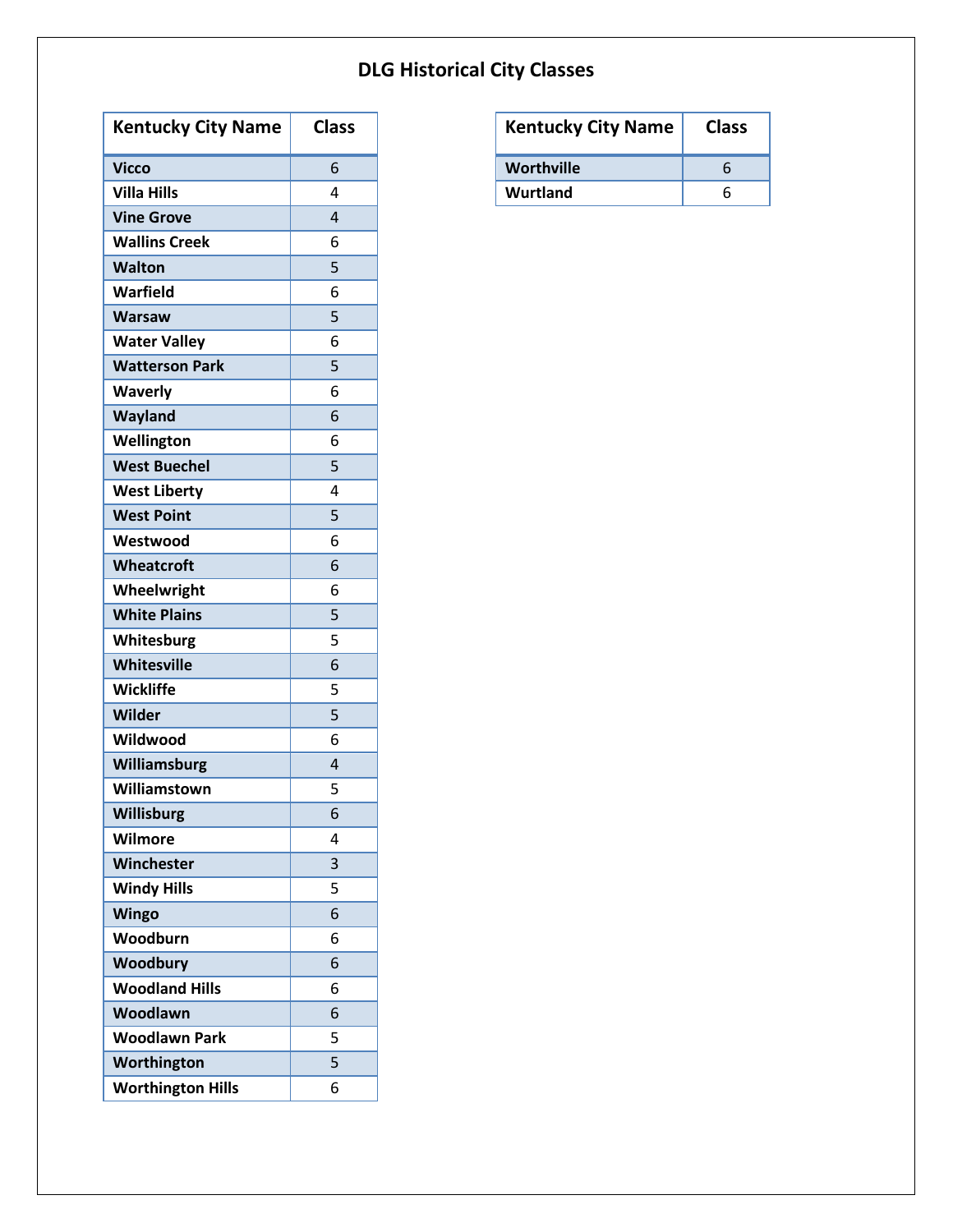# DLG Historical City Classes

| Kentucky City Name | Class |
|---|---|
| Vicco | 6 |
| Villa Hills | 4 |
| Vine Grove | 4 |
| Wallins Creek | 6 |
| Walton | 5 |
| Warfield | 6 |
| Warsaw | 5 |
| Water Valley | 6 |
| Watterson Park | 5 |
| Waverly | 6 |
| Wayland | 6 |
| Wellington | 6 |
| West Buechel | 5 |
| West Liberty | 4 |
| West Point | 5 |
| Westwood | 6 |
| Wheatcroft | 6 |
| Wheelwright | 6 |
| White Plains | 5 |
| Whitesburg | 5 |
| Whitesville | 6 |
| Wickliffe | 5 |
| Wilder | 5 |
| Wildwood | 6 |
| Williamsburg | 4 |
| Williamstown | 5 |
| Willisburg | 6 |
| Wilmore | 4 |
| Winchester | 3 |
| Windy Hills | 5 |
| Wingo | 6 |
| Woodburn | 6 |
| Woodbury | 6 |
| Woodland Hills | 6 |
| Woodlawn | 6 |
| Woodlawn Park | 5 |
| Worthington | 5 |
| Worthington Hills | 6 |
| Worthville | 6 |
| Wurtland | 6 |